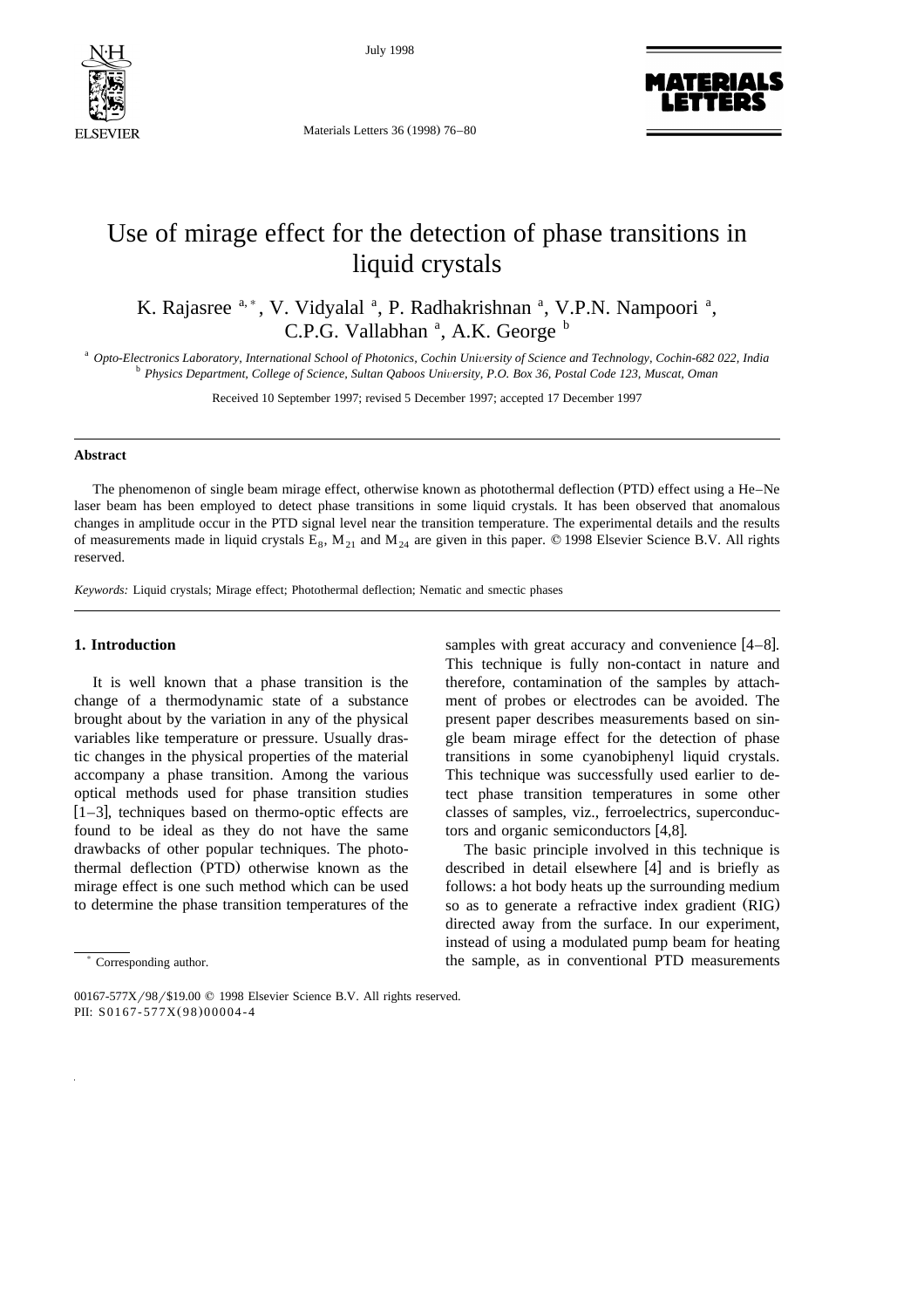# Use of mirage effect for the detection of phase transitions in liquid crystals

K. Rajasree [a,*], V. Vidyalal [a], P. Radhakrishnan [a], V.P.N. Nampoori [a], C.P.G. Vallabhan [a], A.K. George [b]

[a] *Opto-Electronics Laboratory, International School of Photonics, Cochin University of Science and Technology, Cochin-682 022, India*

[b] *Physics Department, College of Science, Sultan Qaboos University, P.O. Box 36, Postal Code 123, Muscat, Oman*

Received 10 September 1997; revised 5 December 1997; accepted 17 December 1997

## Abstract

The phenomenon of single beam mirage effect, otherwise known as photothermal deflection (PTD) effect using a He–Ne laser beam has been employed to detect phase transitions in some liquid crystals. It has been observed that anomalous changes in amplitude occur in the PTD signal level near the transition temperature. The experimental details and the results of measurements made in liquid crystals $E_8$, $M_{21}$ and $M_{24}$ are given in this paper. © 1998 Elsevier Science B.V. All rights reserved.

*Keywords:* Liquid crystals; Mirage effect; Photothermal deflection; Nematic and smectic phases

## 1. Introduction

It is well known that a phase transition is the change of a thermodynamic state of a substance brought about by the variation in any of the physical variables like temperature or pressure. Usually drastic changes in the physical properties of the material accompany a phase transition. Among the various optical methods used for phase transition studies [1–3], techniques based on thermo-optic effects are found to be ideal as they do not have the same drawbacks of other popular techniques. The photothermal deflection (PTD) otherwise known as the mirage effect is one such method which can be used to determine the phase transition temperatures of the samples with great accuracy and convenience [4–8]. This technique is fully non-contact in nature and therefore, contamination of the samples by attachment of probes or electrodes can be avoided. The present paper describes measurements based on single beam mirage effect for the detection of phase transitions in some cyanobiphenyl liquid crystals. This technique was successfully used earlier to detect phase transition temperatures in some other classes of samples, viz., ferroelectrics, superconductors and organic semiconductors [4,8].

The basic principle involved in this technique is described in detail elsewhere [4] and is briefly as follows: a hot body heats up the surrounding medium so as to generate a refractive index gradient (RIG) directed away from the surface. In our experiment, instead of using a modulated pump beam for heating the sample, as in conventional PTD measurements

* Corresponding author.

00167-577X/98/$19.00 © 1998 Elsevier Science B.V. All rights reserved.
PII: S0167-577X(98)00004-4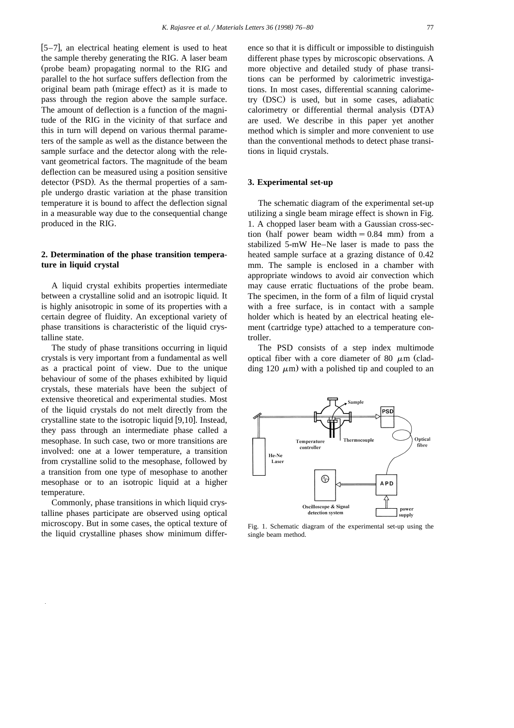[5–7], an electrical heating element is used to heat the sample thereby generating the RIG. A laser beam (probe beam) propagating normal to the RIG and parallel to the hot surface suffers deflection from the original beam path (mirage effect) as it is made to pass through the region above the sample surface. The amount of deflection is a function of the magnitude of the RIG in the vicinity of that surface and this in turn will depend on various thermal parameters of the sample as well as the distance between the sample surface and the detector along with the relevant geometrical factors. The magnitude of the beam deflection can be measured using a position sensitive detector (PSD). As the thermal properties of a sample undergo drastic variation at the phase transition temperature it is bound to affect the deflection signal in a measurable way due to the consequential change produced in the RIG.

## 2. Determination of the phase transition temperature in liquid crystal

A liquid crystal exhibits properties intermediate between a crystalline solid and an isotropic liquid. It is highly anisotropic in some of its properties with a certain degree of fluidity. An exceptional variety of phase transitions is characteristic of the liquid crystalline state.

The study of phase transitions occurring in liquid crystals is very important from a fundamental as well as a practical point of view. Due to the unique behaviour of some of the phases exhibited by liquid crystals, these materials have been the subject of extensive theoretical and experimental studies. Most of the liquid crystals do not melt directly from the crystalline state to the isotropic liquid [9,10]. Instead, they pass through an intermediate phase called a mesophase. In such case, two or more transitions are involved: one at a lower temperature, a transition from crystalline solid to the mesophase, followed by a transition from one type of mesophase to another mesophase or to an isotropic liquid at a higher temperature.

Commonly, phase transitions in which liquid crystalline phases participate are observed using optical microscopy. But in some cases, the optical texture of the liquid crystalline phases show minimum difference so that it is difficult or impossible to distinguish different phase types by microscopic observations. A more objective and detailed study of phase transitions can be performed by calorimetric investigations. In most cases, differential scanning calorimetry (DSC) is used, but in some cases, adiabatic calorimetry or differential thermal analysis (DTA) are used. We describe in this paper yet another method which is simpler and more convenient to use than the conventional methods to detect phase transitions in liquid crystals.

## 3. Experimental set-up

The schematic diagram of the experimental set-up utilizing a single beam mirage effect is shown in Fig. 1. A chopped laser beam with a Gaussian cross-section (half power beam width = 0.84 mm) from a stabilized 5-mW He–Ne laser is made to pass the heated sample surface at a grazing distance of 0.42 mm. The sample is enclosed in a chamber with appropriate windows to avoid air convection which may cause erratic fluctuations of the probe beam. The specimen, in the form of a film of liquid crystal with a free surface, is in contact with a sample holder which is heated by an electrical heating element (cartridge type) attached to a temperature controller.

The PSD consists of a step index multimode optical fiber with a core diameter of 80 $\mu$m (cladding 120 $\mu$m) with a polished tip and coupled to an

Fig. 1. Schematic diagram of the experimental set-up using the single beam method.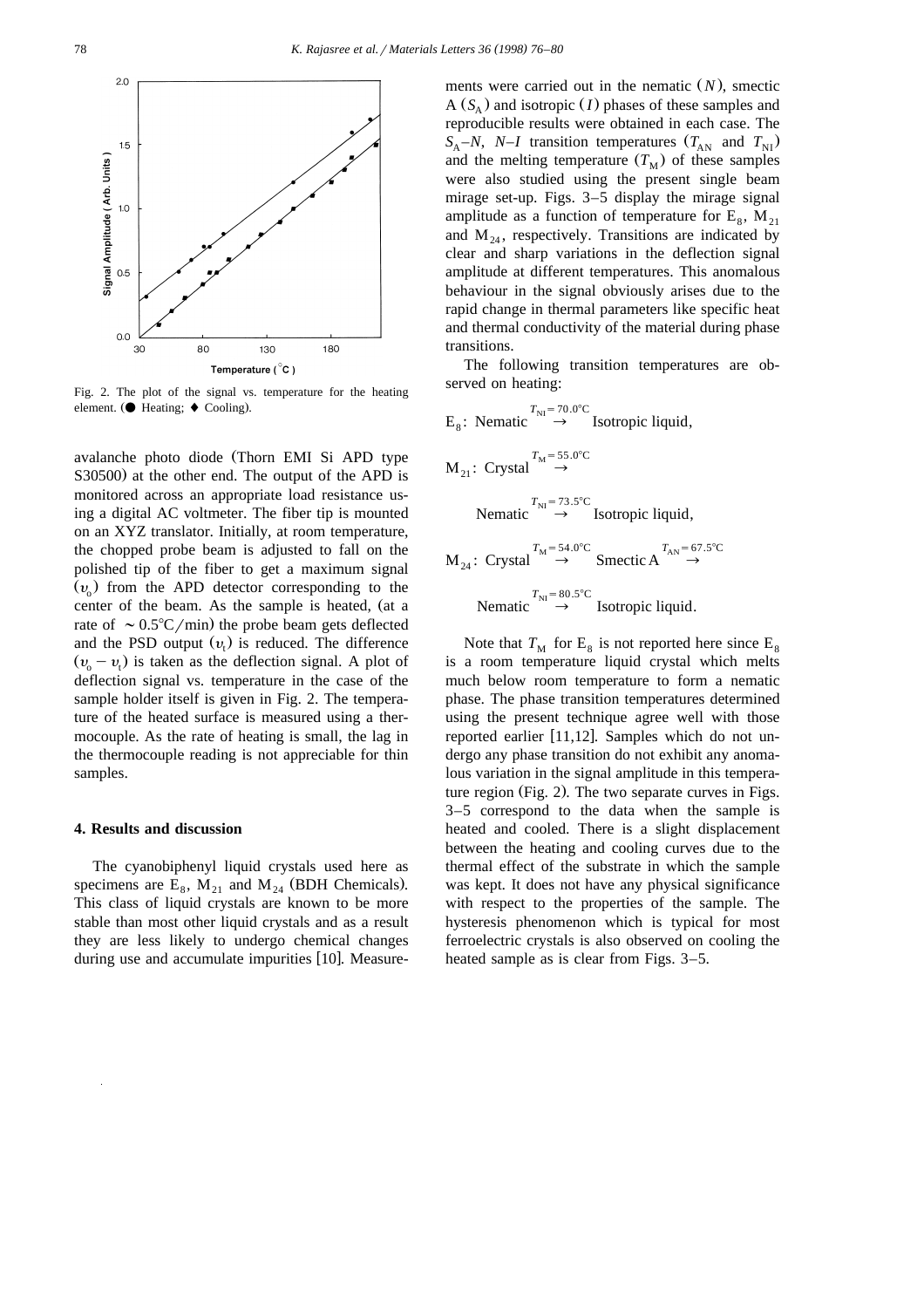Fig. 2. The plot of the signal vs. temperature for the heating element. (● Heating; ♦ Cooling).

avalanche photo diode (Thorn EMI Si APD type S30500) at the other end. The output of the APD is monitored across an appropriate load resistance using a digital AC voltmeter. The fiber tip is mounted on an XYZ translator. Initially, at room temperature, the chopped probe beam is adjusted to fall on the polished tip of the fiber to get a maximum signal ($v_o$) from the APD detector corresponding to the center of the beam. As the sample is heated, (at a rate of ~0.5°C/min) the probe beam gets deflected and the PSD output ($v_t$) is reduced. The difference ($v_o - v_t$) is taken as the deflection signal. A plot of deflection signal vs. temperature in the case of the sample holder itself is given in Fig. 2. The temperature of the heated surface is measured using a thermocouple. As the rate of heating is small, the lag in the thermocouple reading is not appreciable for thin samples.

## 4. Results and discussion

The cyanobiphenyl liquid crystals used here as specimens are $E_8$, $M_{21}$ and $M_{24}$ (BDH Chemicals). This class of liquid crystals are known to be more stable than most other liquid crystals and as a result they are less likely to undergo chemical changes during use and accumulate impurities [10]. Measurements were carried out in the nematic ($N$), smectic A ($S_A$) and isotropic ($I$) phases of these samples and reproducible results were obtained in each case. The $S_A$–$N$, $N$–$I$ transition temperatures ($T_{AN}$ and $T_{NI}$) and the melting temperature ($T_M$) of these samples were also studied using the present single beam mirage set-up. Figs. 3–5 display the mirage signal amplitude as a function of temperature for $E_8$, $M_{21}$ and $M_{24}$, respectively. Transitions are indicated by clear and sharp variations in the deflection signal amplitude at different temperatures. This anomalous behaviour in the signal obviously arises due to the rapid change in thermal parameters like specific heat and thermal conductivity of the material during phase transitions.

The following transition temperatures are observed on heating:

$$E_8: \text{ Nematic} \overset{T_{NI}=70.0°\text{C}}{\rightarrow} \text{Isotropic liquid},$$

$$M_{21}: \text{ Crystal} \overset{T_{M}=55.0°\text{C}}{\rightarrow} \text{Nematic} \overset{T_{NI}=73.5°\text{C}}{\rightarrow} \text{Isotropic liquid},$$

$$M_{24}: \text{ Crystal} \overset{T_{M}=54.0°\text{C}}{\rightarrow} \text{Smectic A} \overset{T_{AN}=67.5°\text{C}}{\rightarrow} \text{Nematic} \overset{T_{NI}=80.5°\text{C}}{\rightarrow} \text{Isotropic liquid}.$$

Note that $T_M$ for $E_8$ is not reported here since $E_8$ is a room temperature liquid crystal which melts much below room temperature to form a nematic phase. The phase transition temperatures determined using the present technique agree well with those reported earlier [11,12]. Samples which do not undergo any phase transition do not exhibit any anomalous variation in the signal amplitude in this temperature region (Fig. 2). The two separate curves in Figs. 3–5 correspond to the data when the sample is heated and cooled. There is a slight displacement between the heating and cooling curves due to the thermal effect of the substrate in which the sample was kept. It does not have any physical significance with respect to the properties of the sample. The hysteresis phenomenon which is typical for most ferroelectric crystals is also observed on cooling the heated sample as is clear from Figs. 3–5.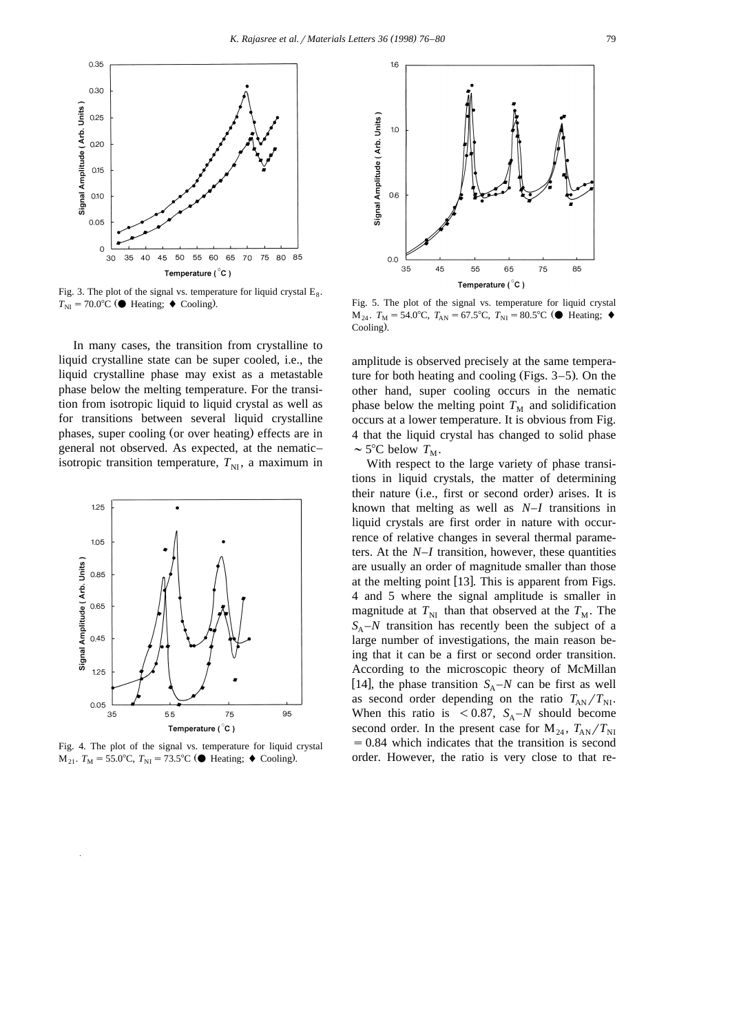Fig. 3. The plot of the signal vs. temperature for liquid crystal $E_8$. $T_{NI} = 70.0°C$ (● Heating; ♦ Cooling).

Fig. 5. The plot of the signal vs. temperature for liquid crystal $M_{24}$. $T_M = 54.0°C$, $T_{AN} = 67.5°C$, $T_{NI} = 80.5°C$ (● Heating; ♦ Cooling).

In many cases, the transition from crystalline to liquid crystalline state can be super cooled, i.e., the liquid crystalline phase may exist as a metastable phase below the melting temperature. For the transition from isotropic liquid to liquid crystal as well as for transitions between several liquid crystalline phases, super cooling (or over heating) effects are in general not observed. As expected, at the nematic–isotropic transition temperature, $T_{NI}$, a maximum in amplitude is observed precisely at the same temperature for both heating and cooling (Figs. 3–5). On the other hand, super cooling occurs in the nematic phase below the melting point $T_M$ and solidification occurs at a lower temperature. It is obvious from Fig. 4 that the liquid crystal has changed to solid phase ~ 5°C below $T_M$.

Fig. 4. The plot of the signal vs. temperature for liquid crystal $M_{21}$. $T_M = 55.0°C$, $T_{NI} = 73.5°C$ (● Heating; ♦ Cooling).

With respect to the large variety of phase transitions in liquid crystals, the matter of determining their nature (i.e., first or second order) arises. It is known that melting as well as $N$–$I$ transitions in liquid crystals are first order in nature with occurrence of relative changes in several thermal parameters. At the $N$–$I$ transition, however, these quantities are usually an order of magnitude smaller than those at the melting point [13]. This is apparent from Figs. 4 and 5 where the signal amplitude is smaller in magnitude at $T_{NI}$ than that observed at the $T_M$. The $S_A$–$N$ transition has recently been the subject of a large number of investigations, the main reason being that it can be a first or second order transition. According to the microscopic theory of McMillan [14], the phase transition $S_A$–$N$ can be first as well as second order depending on the ratio $T_{AN}/T_{NI}$. When this ratio is $< 0.87$, $S_A$–$N$ should become second order. In the present case for $M_{24}$, $T_{AN}/T_{NI} = 0.84$ which indicates that the transition is second order. However, the ratio is very close to that re-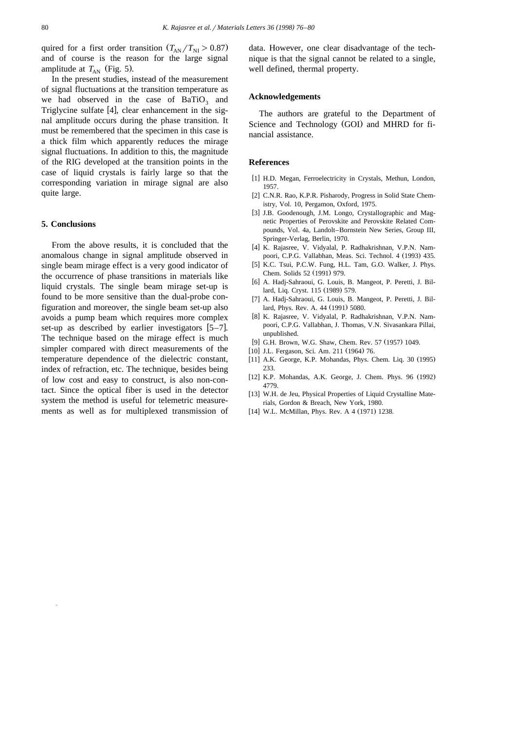quired for a first order transition ($T_{AN}/T_{NI} > 0.87$) and of course is the reason for the large signal amplitude at $T_{AN}$ (Fig. 5).

In the present studies, instead of the measurement of signal fluctuations at the transition temperature as we had observed in the case of $BaTiO_3$ and Triglycine sulfate [4], clear enhancement in the signal amplitude occurs during the phase transition. It must be remembered that the specimen in this case is a thick film which apparently reduces the mirage signal fluctuations. In addition to this, the magnitude of the RIG developed at the transition points in the case of liquid crystals is fairly large so that the corresponding variation in mirage signal are also quite large.

## 5. Conclusions

From the above results, it is concluded that the anomalous change in signal amplitude observed in single beam mirage effect is a very good indicator of the occurrence of phase transitions in materials like liquid crystals. The single beam mirage set-up is found to be more sensitive than the dual-probe configuration and moreover, the single beam set-up also avoids a pump beam which requires more complex set-up as described by earlier investigators [5–7]. The technique based on the mirage effect is much simpler compared with direct measurements of the temperature dependence of the dielectric constant, index of refraction, etc. The technique, besides being of low cost and easy to construct, is also non-contact. Since the optical fiber is used in the detector system the method is useful for telemetric measurements as well as for multiplexed transmission of data. However, one clear disadvantage of the technique is that the signal cannot be related to a single, well defined, thermal property.

## Acknowledgements

The authors are grateful to the Department of Science and Technology (GOI) and MHRD for financial assistance.

## References

[1] H.D. Megan, Ferroelectricity in Crystals, Methun, London, 1957.

[2] C.N.R. Rao, K.P.R. Pisharody, Progress in Solid State Chemistry, Vol. 10, Pergamon, Oxford, 1975.

[3] J.B. Goodenough, J.M. Longo, Crystallographic and Magnetic Properties of Perovskite and Perovskite Related Compounds, Vol. 4a, Landolt–Bornstein New Series, Group III, Springer-Verlag, Berlin, 1970.

[4] K. Rajasree, V. Vidyalal, P. Radhakrishnan, V.P.N. Nampoori, C.P.G. Vallabhan, Meas. Sci. Technol. 4 (1993) 435.

[5] K.C. Tsui, P.C.W. Fung, H.L. Tam, G.O. Walker, J. Phys. Chem. Solids 52 (1991) 979.

[6] A. Hadj-Sahraoui, G. Louis, B. Mangeot, P. Peretti, J. Billard, Liq. Cryst. 115 (1989) 579.

[7] A. Hadj-Sahraoui, G. Louis, B. Mangeot, P. Peretti, J. Billard, Phys. Rev. A. 44 (1991) 5080.

[8] K. Rajasree, V. Vidyalal, P. Radhakrishnan, V.P.N. Nampoori, C.P.G. Vallabhan, J. Thomas, V.N. Sivasankara Pillai, unpublished.

[9] G.H. Brown, W.G. Shaw, Chem. Rev. 57 (1957) 1049.

[10] J.L. Fergason, Sci. Am. 211 (1964) 76.

[11] A.K. George, K.P. Mohandas, Phys. Chem. Liq. 30 (1995) 233.

[12] K.P. Mohandas, A.K. George, J. Chem. Phys. 96 (1992) 4779.

[13] W.H. de Jeu, Physical Properties of Liquid Crystalline Materials, Gordon & Breach, New York, 1980.

[14] W.L. McMillan, Phys. Rev. A 4 (1971) 1238.